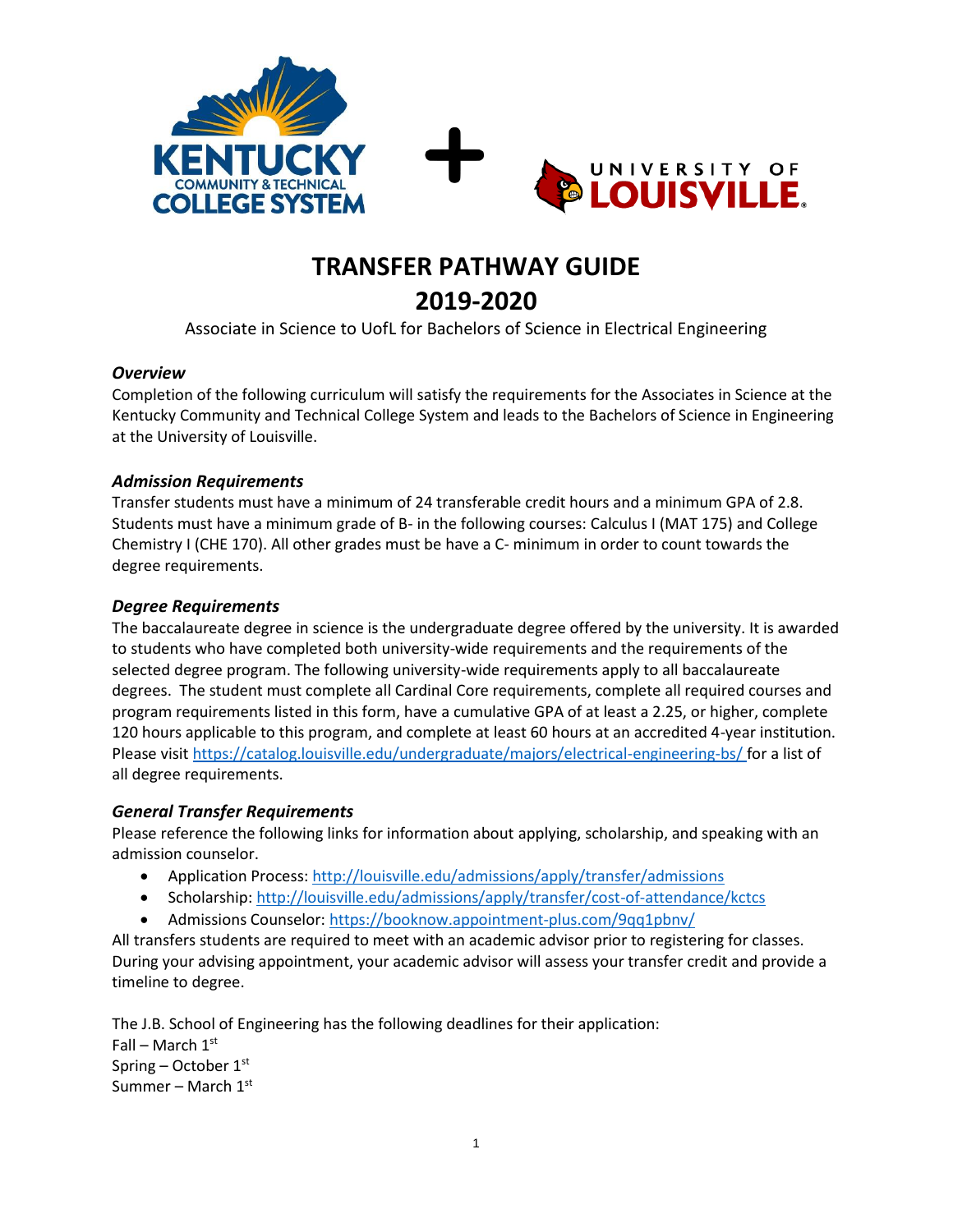# TRANSFER PATHWAY GUIDE
# 2019-2020

Associate in Science to UofL for Bachelors of Science in Electrical Engineering

### *Overview*

Completion of the following curriculum will satisfy the requirements for the Associates in Science at the Kentucky Community and Technical College System and leads to the Bachelors of Science in Engineering at the University of Louisville.

### *Admission Requirements*

Transfer students must have a minimum of 24 transferable credit hours and a minimum GPA of 2.8. Students must have a minimum grade of B- in the following courses: Calculus I (MAT 175) and College Chemistry I (CHE 170). All other grades must be have a C- minimum in order to count towards the degree requirements.

### *Degree Requirements*

The baccalaureate degree in science is the undergraduate degree offered by the university. It is awarded to students who have completed both university-wide requirements and the requirements of the selected degree program. The following university-wide requirements apply to all baccalaureate degrees. The student must complete all Cardinal Core requirements, complete all required courses and program requirements listed in this form, have a cumulative GPA of at least a 2.25, or higher, complete 120 hours applicable to this program, and complete at least 60 hours at an accredited 4-year institution. Please visit https://catalog.louisville.edu/undergraduate/majors/electrical-engineering-bs/ for a list of all degree requirements.

### *General Transfer Requirements*

Please reference the following links for information about applying, scholarship, and speaking with an admission counselor.

- Application Process: http://louisville.edu/admissions/apply/transfer/admissions
- Scholarship: http://louisville.edu/admissions/apply/transfer/cost-of-attendance/kctcs
- Admissions Counselor: https://booknow.appointment-plus.com/9qq1pbnv/

All transfers students are required to meet with an academic advisor prior to registering for classes. During your advising appointment, your academic advisor will assess your transfer credit and provide a timeline to degree.

The J.B. School of Engineering has the following deadlines for their application:
Fall – March 1st
Spring – October 1st
Summer – March 1st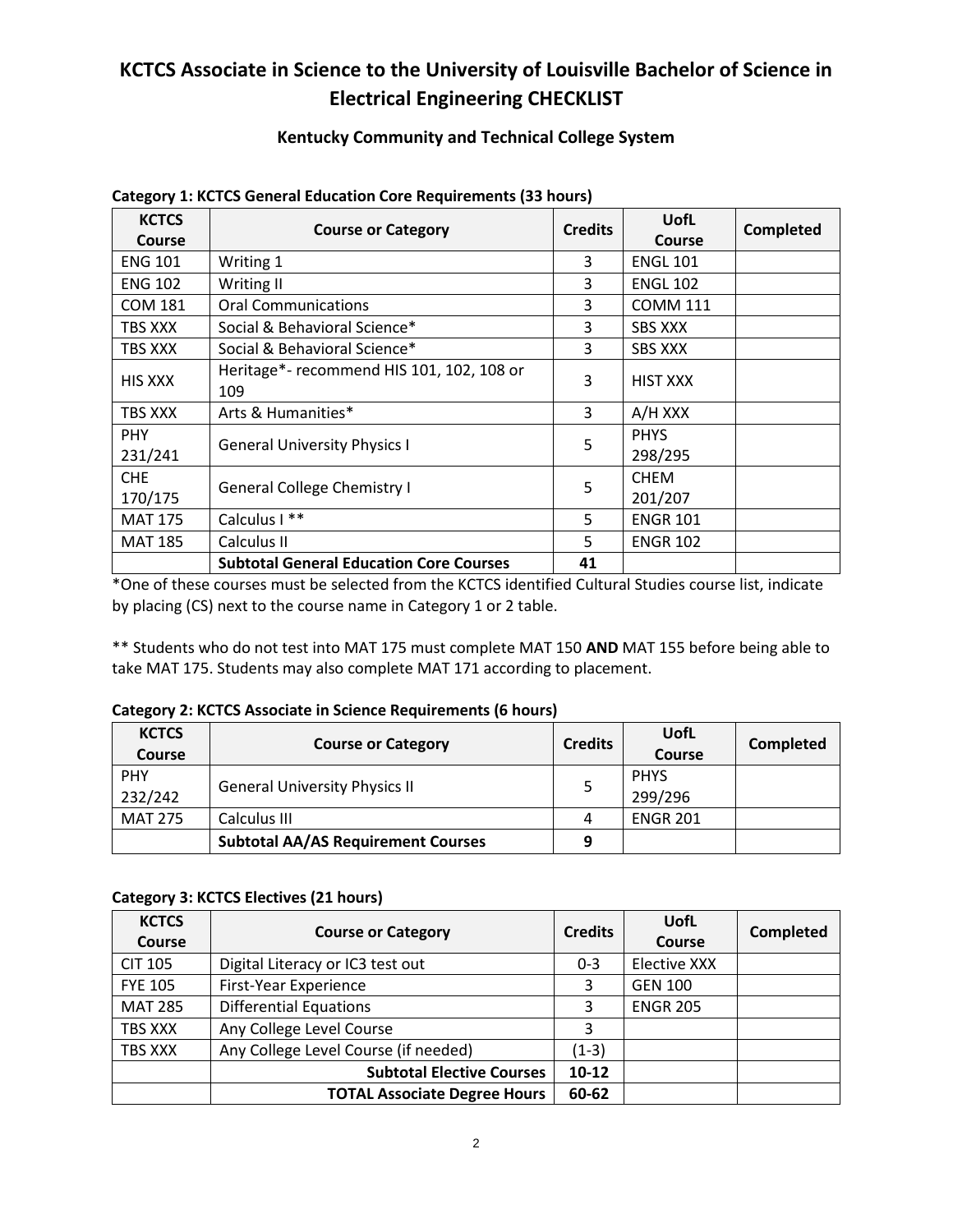# KCTCS Associate in Science to the University of Louisville Bachelor of Science in Electrical Engineering CHECKLIST

### Kentucky Community and Technical College System

**Category 1: KCTCS General Education Core Requirements (33 hours)**

| KCTCS Course | Course or Category | Credits | UofL Course | Completed |
|---|---|---|---|---|
| ENG 101 | Writing 1 | 3 | ENGL 101 | |
| ENG 102 | Writing II | 3 | ENGL 102 | |
| COM 181 | Oral Communications | 3 | COMM 111 | |
| TBS XXX | Social & Behavioral Science* | 3 | SBS XXX | |
| TBS XXX | Social & Behavioral Science* | 3 | SBS XXX | |
| HIS XXX | Heritage*- recommend HIS 101, 102, 108 or 109 | 3 | HIST XXX | |
| TBS XXX | Arts & Humanities* | 3 | A/H XXX | |
| PHY 231/241 | General University Physics I | 5 | PHYS 298/295 | |
| CHE 170/175 | General College Chemistry I | 5 | CHEM 201/207 | |
| MAT 175 | Calculus I ** | 5 | ENGR 101 | |
| MAT 185 | Calculus II | 5 | ENGR 102 | |
| | **Subtotal General Education Core Courses** | **41** | | |

*One of these courses must be selected from the KCTCS identified Cultural Studies course list, indicate by placing (CS) next to the course name in Category 1 or 2 table.

** Students who do not test into MAT 175 must complete MAT 150 **AND** MAT 155 before being able to take MAT 175. Students may also complete MAT 171 according to placement.

**Category 2: KCTCS Associate in Science Requirements (6 hours)**

| KCTCS Course | Course or Category | Credits | UofL Course | Completed |
|---|---|---|---|---|
| PHY 232/242 | General University Physics II | 5 | PHYS 299/296 | |
| MAT 275 | Calculus III | 4 | ENGR 201 | |
| | **Subtotal AA/AS Requirement Courses** | **9** | | |

**Category 3: KCTCS Electives (21 hours)**

| KCTCS Course | Course or Category | Credits | UofL Course | Completed |
|---|---|---|---|---|
| CIT 105 | Digital Literacy or IC3 test out | 0-3 | Elective XXX | |
| FYE 105 | First-Year Experience | 3 | GEN 100 | |
| MAT 285 | Differential Equations | 3 | ENGR 205 | |
| TBS XXX | Any College Level Course | 3 | | |
| TBS XXX | Any College Level Course (if needed) | (1-3) | | |
| | **Subtotal Elective Courses** | **10-12** | | |
| | **TOTAL Associate Degree Hours** | **60-62** | | |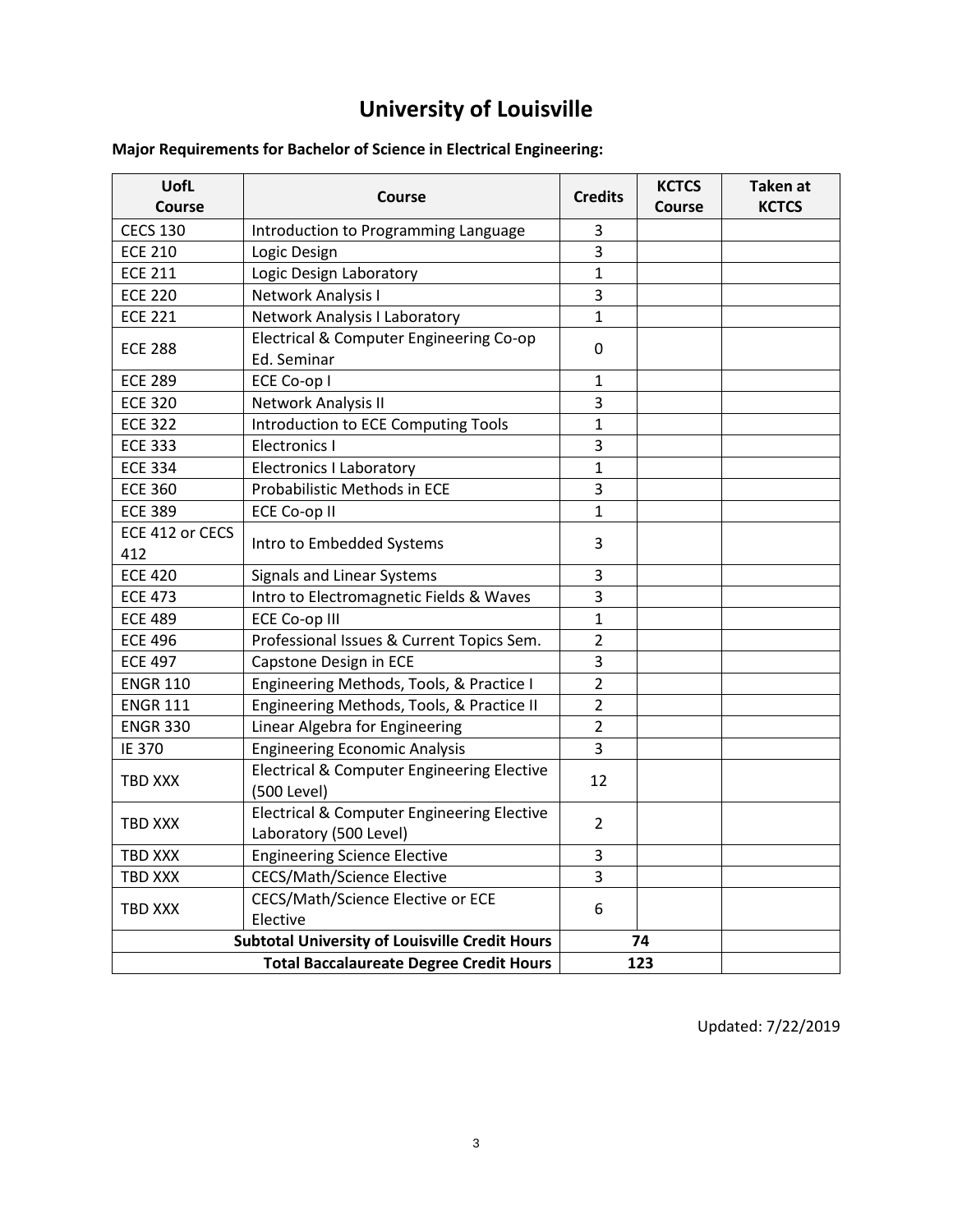# University of Louisville

**Major Requirements for Bachelor of Science in Electrical Engineering:**

| UofL Course | Course | Credits | KCTCS Course | Taken at KCTCS |
|---|---|---|---|---|
| CECS 130 | Introduction to Programming Language | 3 | | |
| ECE 210 | Logic Design | 3 | | |
| ECE 211 | Logic Design Laboratory | 1 | | |
| ECE 220 | Network Analysis I | 3 | | |
| ECE 221 | Network Analysis I Laboratory | 1 | | |
| ECE 288 | Electrical & Computer Engineering Co-op Ed. Seminar | 0 | | |
| ECE 289 | ECE Co-op I | 1 | | |
| ECE 320 | Network Analysis II | 3 | | |
| ECE 322 | Introduction to ECE Computing Tools | 1 | | |
| ECE 333 | Electronics I | 3 | | |
| ECE 334 | Electronics I Laboratory | 1 | | |
| ECE 360 | Probabilistic Methods in ECE | 3 | | |
| ECE 389 | ECE Co-op II | 1 | | |
| ECE 412 or CECS 412 | Intro to Embedded Systems | 3 | | |
| ECE 420 | Signals and Linear Systems | 3 | | |
| ECE 473 | Intro to Electromagnetic Fields & Waves | 3 | | |
| ECE 489 | ECE Co-op III | 1 | | |
| ECE 496 | Professional Issues & Current Topics Sem. | 2 | | |
| ECE 497 | Capstone Design in ECE | 3 | | |
| ENGR 110 | Engineering Methods, Tools, & Practice I | 2 | | |
| ENGR 111 | Engineering Methods, Tools, & Practice II | 2 | | |
| ENGR 330 | Linear Algebra for Engineering | 2 | | |
| IE 370 | Engineering Economic Analysis | 3 | | |
| TBD XXX | Electrical & Computer Engineering Elective (500 Level) | 12 | | |
| TBD XXX | Electrical & Computer Engineering Elective Laboratory (500 Level) | 2 | | |
| TBD XXX | Engineering Science Elective | 3 | | |
| TBD XXX | CECS/Math/Science Elective | 3 | | |
| TBD XXX | CECS/Math/Science Elective or ECE Elective | 6 | | |
| **Subtotal University of Louisville Credit Hours** | | **74** | | |
| **Total Baccalaureate Degree Credit Hours** | | **123** | | |

Updated: 7/22/2019